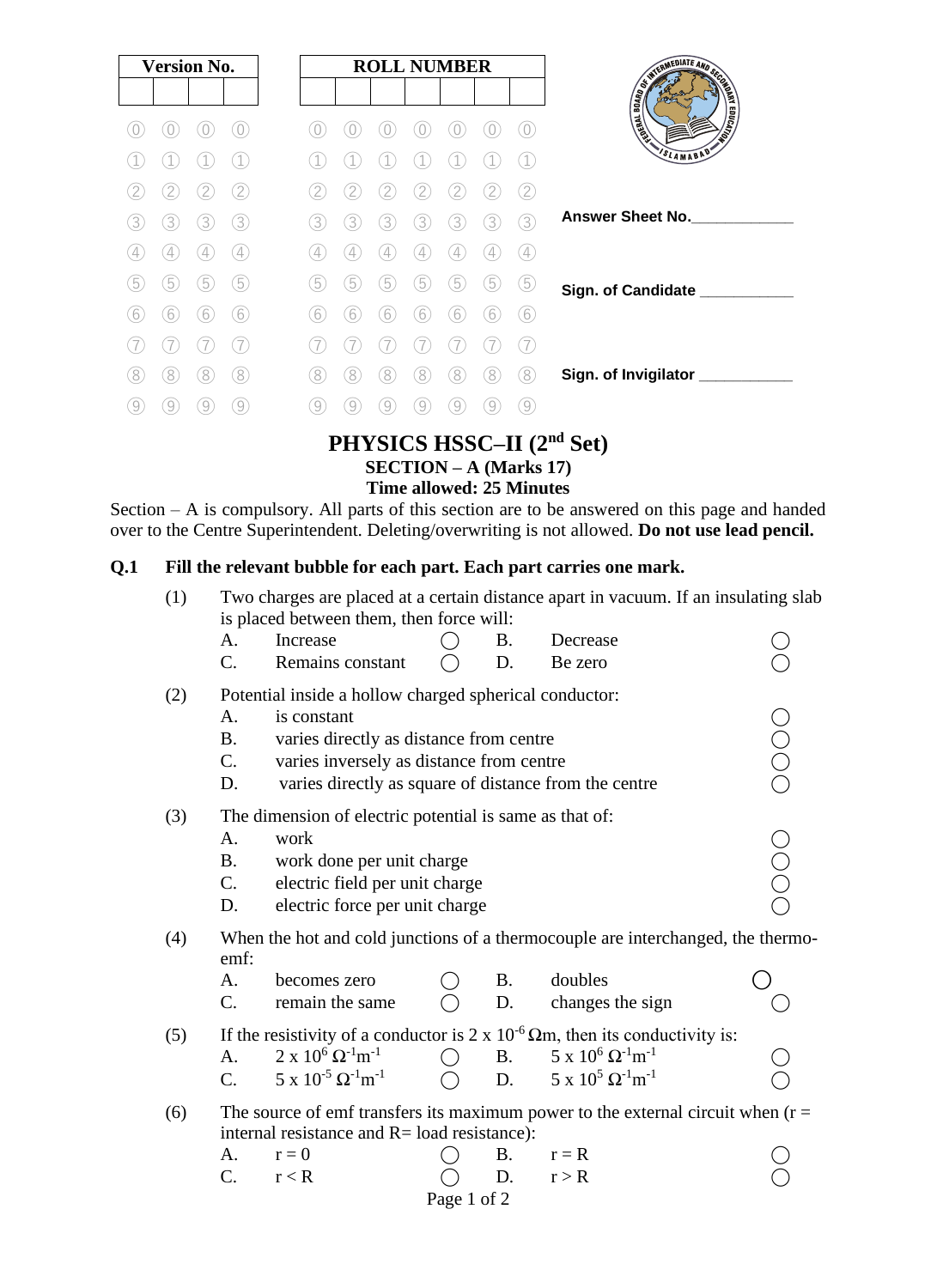| Version No. | | | |
|---|---|---|---|
| | | | |

| ROLL NUMBER | | | | | | |
|---|---|---|---|---|---|---|
| | | | | | | |

Answer Sheet No.____________

Sign. of Candidate ___________

Sign. of Invigilator ___________

# PHYSICS HSSC–II ($2^{nd}$ Set)

## SECTION – A (Marks 17)

**Time allowed: 25 Minutes**

Section – A is compulsory. All parts of this section are to be answered on this page and handed over to the Centre Superintendent. Deleting/overwriting is not allowed. **Do not use lead pencil.**

**Q.1 Fill the relevant bubble for each part. Each carries one mark.**

(1) Two charges are placed at a certain distance apart in vacuum. If an insulating slab is placed between them, then force will:

- A. Increase ◯
- B. Decrease ◯
- C. Remains constant ◯
- D. Be zero ◯

(2) Potential inside a hollow charged spherical conductor:

- A. is constant ◯
- B. varies directly as distance from centre ◯
- C. varies inversely as distance from centre ◯
- D. varies directly as square of distance from the centre ◯

(3) The dimension of electric potential is same as that of:

- A. work ◯
- B. work done per unit charge ◯
- C. electric field per unit charge ◯
- D. electric force per unit charge ◯

(4) When the hot and cold junctions of a thermocouple are interchanged, the thermo-emf:

- A. becomes zero ◯
- B. doubles ◯
- C. remain the same ◯
- D. changes the sign ◯

(5) If the resistivity of a conductor is $2 \times 10^{-6}\ \Omega\text{m}$, then its conductivity is:

- A. $2 \times 10^{6}\ \Omega^{-1}\text{m}^{-1}$ ◯
- B. $5 \times 10^{6}\ \Omega^{-1}\text{m}^{-1}$ ◯
- C. $5 \times 10^{-5}\ \Omega^{-1}\text{m}^{-1}$ ◯
- D. $5 \times 10^{5}\ \Omega^{-1}\text{m}^{-1}$ ◯

(6) The source of emf transfers its maximum power to the external circuit when ($r$ = internal resistance and $R$= load resistance):

- A. $r = 0$ ◯
- B. $r = R$ ◯
- C. $r < R$ ◯
- D. $r > R$ ◯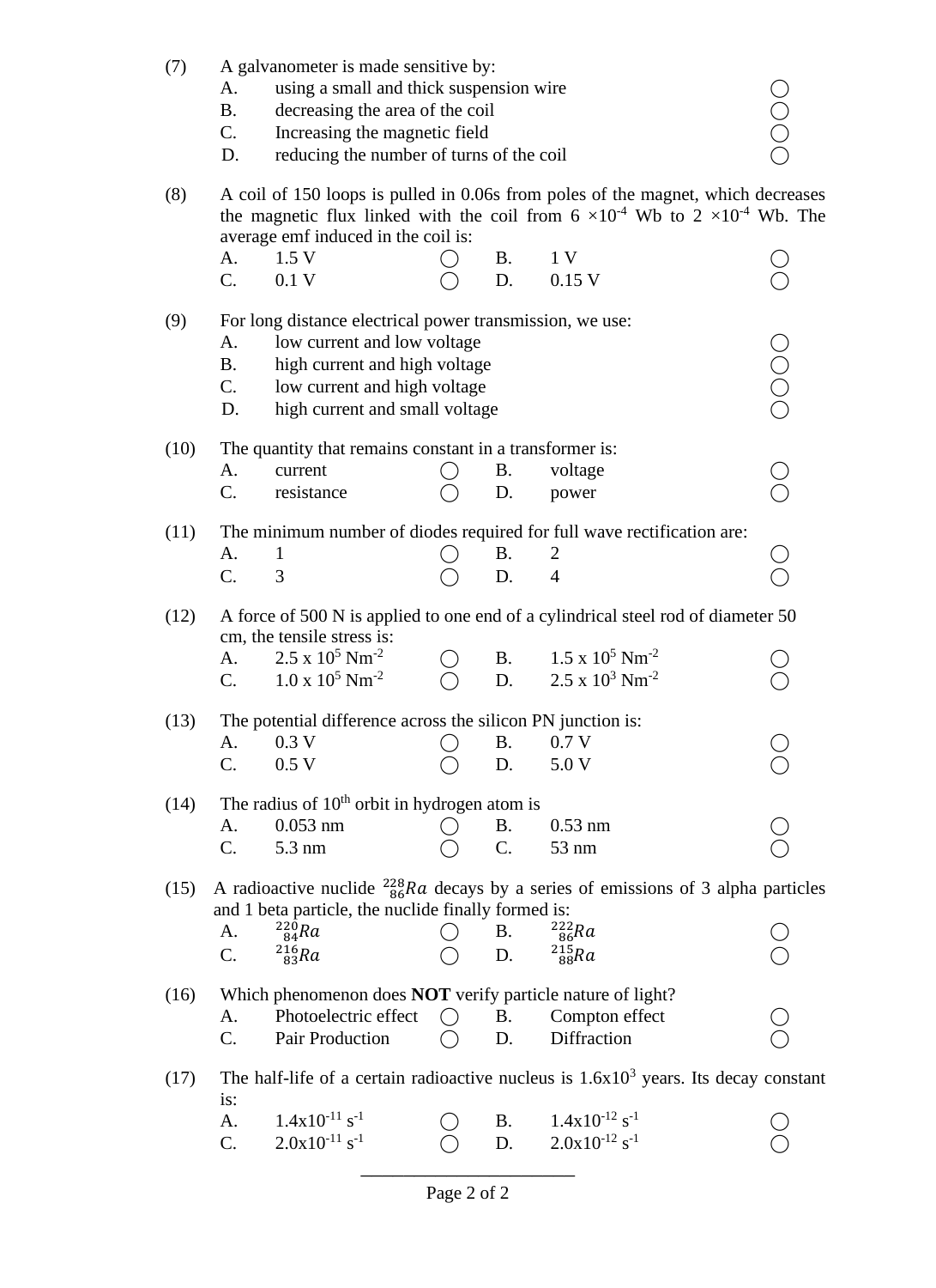(7) A galvanometer is made sensitive by:

A. using a small and thick suspension wire ◯
B. decreasing the area of the coil ◯
C. Increasing the magnetic field ◯
D. reducing the number of turns of the coil ◯

(8) A coil of 150 loops is pulled in 0.06s from poles of the magnet, which decreases the magnetic flux linked with the coil from $6 \times 10^{-4}$ Wb to $2 \times 10^{-4}$ Wb. The average emf induced in the coil is:

A. 1.5 V ◯ B. 1 V ◯
C. 0.1 V ◯ D. 0.15 V ◯

(9) For long distance electrical power transmission, we use:

A. low current and low voltage ◯
B. high current and high voltage ◯
C. low current and high voltage ◯
D. high current and small voltage ◯

(10) The quantity that remains constant in a transformer is:

A. current ◯ B. voltage ◯
C. resistance ◯ D. power ◯

(11) The minimum number of diodes required for full wave rectification are:

A. 1 ◯ B. 2 ◯
C. 3 ◯ D. 4 ◯

(12) A force of 500 N is applied to one end of a cylindrical steel rod of diameter 50 cm, the tensile stress is:

A. $2.5 \times 10^{5}$ $Nm^{-2}$ ◯ B. $1.5 \times 10^{5}$ $Nm^{-2}$ ◯
C. $1.0 \times 10^{5}$ $Nm^{-2}$ ◯ D. $2.5 \times 10^{3}$ $Nm^{-2}$ ◯

(13) The potential difference across the silicon PN junction is:

A. 0.3 V ◯ B. 0.7 V ◯
C. 0.5 V ◯ D. 5.0 V ◯

(14) The radius of $10^{th}$ orbit in hydrogen atom is

A. 0.053 nm ◯ B. 0.53 nm ◯
C. 5.3 nm ◯ C. 53 nm ◯

(15) A radioactive nuclide $^{228}_{86}Ra$ decays by a series of emissions of 3 alpha particles and 1 beta particle, the nuclide finally formed is:

A. $^{220}_{84}Ra$ ◯ B. $^{222}_{86}Ra$ ◯
C. $^{216}_{83}Ra$ ◯ D. $^{215}_{88}Ra$ ◯

(16) Which phenomenon does **NOT** verify particle nature of light?

A. Photoelectric effect ◯ B. Compton effect ◯
C. Pair Production ◯ D. Diffraction ◯

(17) The half-life of a certain radioactive nucleus is $1.6 \times 10^{3}$ years. Its decay constant is:

A. $1.4 \times 10^{-11}$ $s^{-1}$ ◯ B. $1.4 \times 10^{-12}$ $s^{-1}$ ◯
C. $2.0 \times 10^{-11}$ $s^{-1}$ ◯ D. $2.0 \times 10^{-12}$ $s^{-1}$ ◯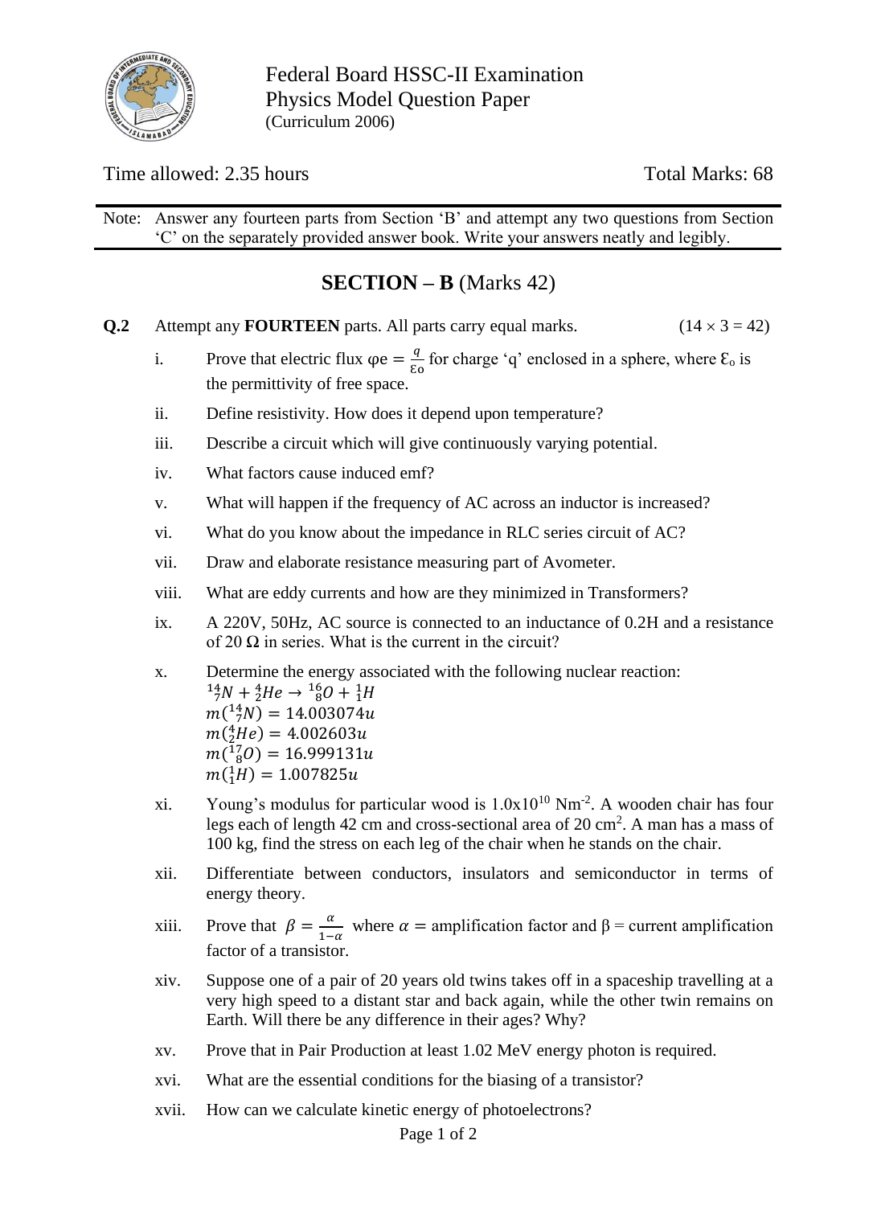Federal Board HSSC-II Examination
Physics Model Question Paper
(Curriculum 2006)

Time allowed: 2.35 hours | Total Marks: 68

Note: Answer any fourteen parts from Section 'B' and attempt any two questions from Section 'C' on the separately provided answer book. Write your answers neatly and legibly.

## SECTION – B (Marks 42)

**Q.2** Attempt any **FOURTEEN** parts. All parts carry equal marks. (14 × 3 = 42)

i. Prove that electric flux $\varphi e = \frac{q}{\varepsilon o}$ for charge 'q' enclosed in a sphere, where $\mathcal{E}_o$ is the permittivity of free space.

ii. Define resistivity. How does it depend upon temperature?

iii. Describe a circuit which will give continuously varying potential.

iv. What factors cause induced emf?

v. What will happen if the frequency of AC across an inductor is increased?

vi. What do you know about the impedance in RLC series circuit of AC?

vii. Draw and elaborate resistance measuring part of Avometer.

viii. What are eddy currents and how are they minimized in Transformers?

ix. A 220V, 50Hz, AC source is connected to an inductance of 0.2H and a resistance of 20 Ω in series. What is the current in the circuit?

x. Determine the energy associated with the following nuclear reaction:
$^{14}_{7}N + ^{4}_{2}He \rightarrow ^{16}_{8}O + ^{1}_{1}H$
$m(^{14}_{7}N) = 14.003074u$
$m(^{4}_{2}He) = 4.002603u$
$m(^{17}_{8}O) = 16.999131u$
$m(^{1}_{1}H) = 1.007825u$

xi. Young's modulus for particular wood is $1.0 \times 10^{10}$ $Nm^{-2}$. A wooden chair has four legs each of length 42 cm and cross-sectional area of 20 $cm^2$. A man has a mass of 100 kg, find the stress on each leg of the chair when he stands on the chair.

xii. Differentiate between conductors, insulators and semiconductor in terms of energy theory.

xiii. Prove that $\beta = \frac{\alpha}{1-\alpha}$ where $\alpha$ = amplification factor and β = current amplification factor of a transistor.

xiv. Suppose one of a pair of 20 years old twins takes off in a spaceship travelling at a very high speed to a distant star and back again, while the other twin remains on Earth. Will there be any difference in their ages? Why?

xv. Prove that in Pair Production at least 1.02 MeV energy photon is required.

xvi. What are the essential conditions for the biasing of a transistor?

xvii. How can we calculate kinetic energy of photoelectrons?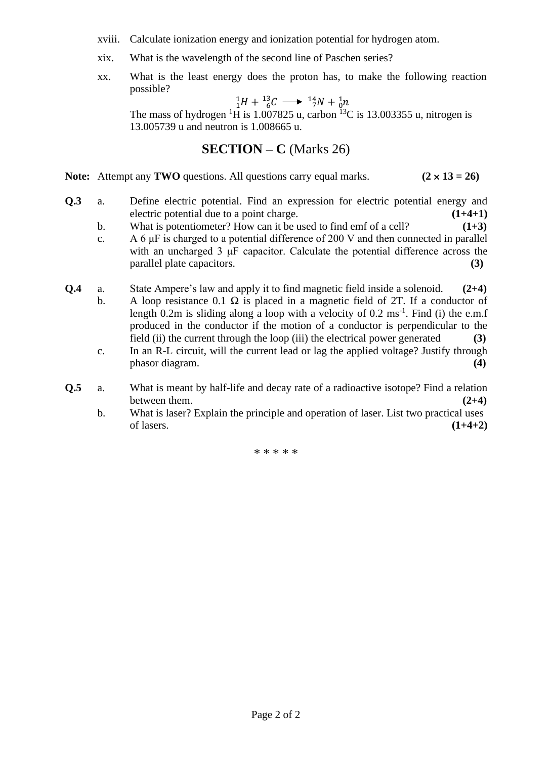xviii. Calculate ionization energy and ionization potential for hydrogen atom.

xix. What is the wavelength of the second line of Paschen series?

xx. What is the least energy does the proton has, to make the following reaction possible?

$$^{1}_{1}H + ^{13}_{6}C \longrightarrow ^{14}_{7}N + ^{1}_{0}n$$

The mass of hydrogen $^{1}H$ is 1.007825 u, carbon $^{13}C$ is 13.003355 u, nitrogen is 13.005739 u and neutron is 1.008665 u.

## SECTION – C (Marks 26)

**Note:** Attempt any **TWO** questions. All questions carry equal marks. **(2 × 13 = 26)**

**Q.3**

a. Define electric potential. Find an expression for electric potential energy and electric potential due to a point charge. **(1+4+1)**

b. What is potentiometer? How can it be used to find emf of a cell? **(1+3)**

c. A 6 μF is charged to a potential difference of 200 V and then connected in parallel with an uncharged 3 μF capacitor. Calculate the potential difference across the parallel plate capacitors. **(3)**

**Q.4**

a. State Ampere's law and apply it to find magnetic field inside a solenoid. **(2+4)**

b. A loop resistance 0.1 Ω is placed in a magnetic field of 2T. If a conductor of length 0.2m is sliding along a loop with a velocity of 0.2 $ms^{-1}$. Find (i) the e.m.f produced in the conductor if the motion of a conductor is perpendicular to the field (ii) the current through the loop (iii) the electrical power generated **(3)**

c. In an R-L circuit, will the current lead or lag the applied voltage? Justify through phasor diagram. **(4)**

**Q.5**

a. What is meant by half-life and decay rate of a radioactive isotope? Find a relation between them. **(2+4)**

b. What is laser? Explain the principle and operation of laser. List two practical uses of lasers. **(1+4+2)**

* * * * *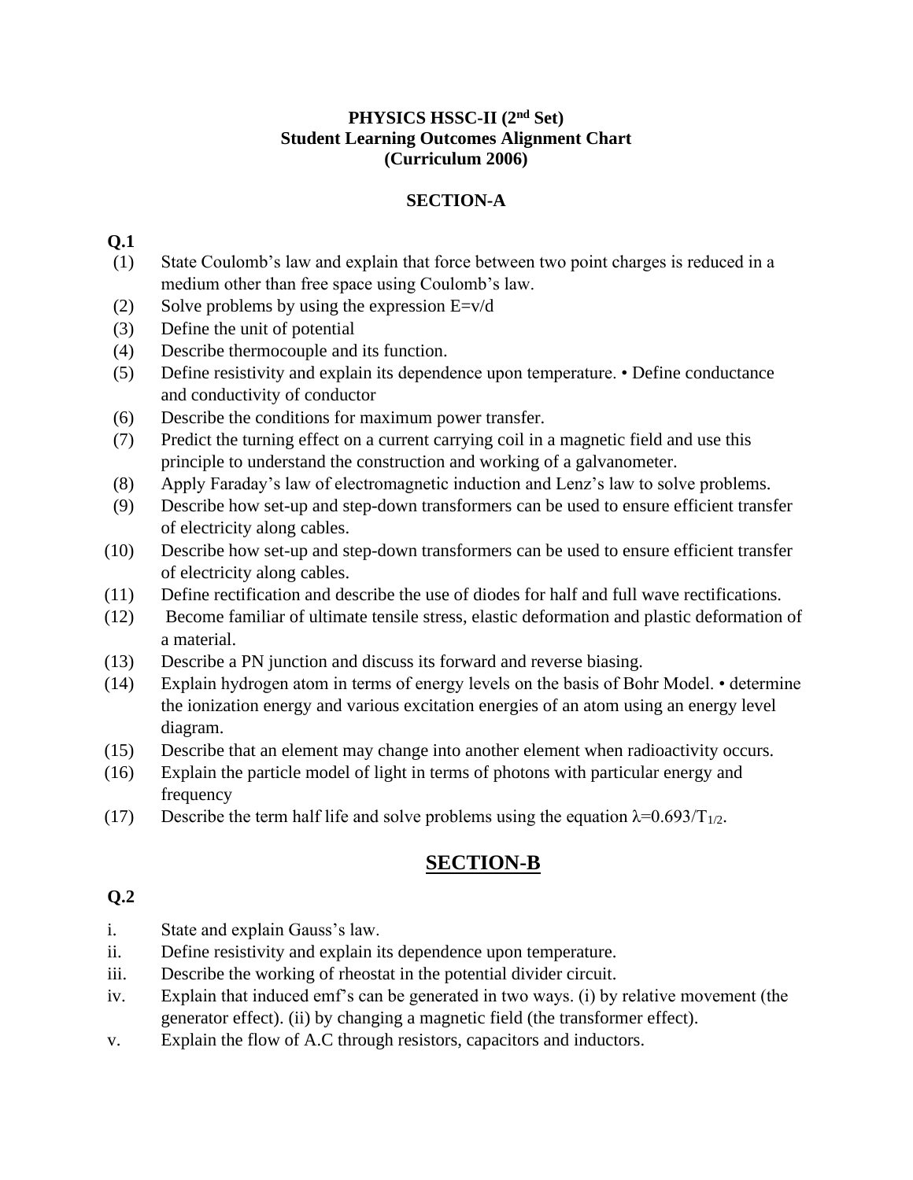**PHYSICS HSSC-II (2nd Set)**
**Student Learning Outcomes Alignment Chart**
**(Curriculum 2006)**

## SECTION-A

**Q.1**

(1) State Coulomb's law and explain that force between two point charges is reduced in a medium other than free space using Coulomb's law.

(2) Solve problems by using the expression E=v/d

(3) Define the unit of potential

(4) Describe thermocouple and its function.

(5) Define resistivity and explain its dependence upon temperature. • Define conductance and conductivity of conductor

(6) Describe the conditions for maximum power transfer.

(7) Predict the turning effect on a current carrying coil in a magnetic field and use this principle to understand the construction and working of a galvanometer.

(8) Apply Faraday's law of electromagnetic induction and Lenz's law to solve problems.

(9) Describe how set-up and step-down transformers can be used to ensure efficient transfer of electricity along cables.

(10) Describe how set-up and step-down transformers can be used to ensure efficient transfer of electricity along cables.

(11) Define rectification and describe the use of diodes for half and full wave rectifications.

(12) Become familiar of ultimate tensile stress, elastic deformation and plastic deformation of a material.

(13) Describe a PN junction and discuss its forward and reverse biasing.

(14) Explain hydrogen atom in terms of energy levels on the basis of Bohr Model. • determine the ionization energy and various excitation energies of an atom using an energy level diagram.

(15) Describe that an element may change into another element when radioactivity occurs.

(16) Explain the particle model of light in terms of photons with particular energy and frequency

(17) Describe the term half life and solve problems using the equation $\lambda=0.693/T_{1/2}$.

## SECTION-B

**Q.2**

i. State and explain Gauss's law.

ii. Define resistivity and explain its dependence upon temperature.

iii. Describe the working of rheostat in the potential divider circuit.

iv. Explain that induced emf's can be generated in two ways. (i) by relative movement (the generator effect). (ii) by changing a magnetic field (the transformer effect).

v. Explain the flow of A.C through resistors, capacitors and inductors.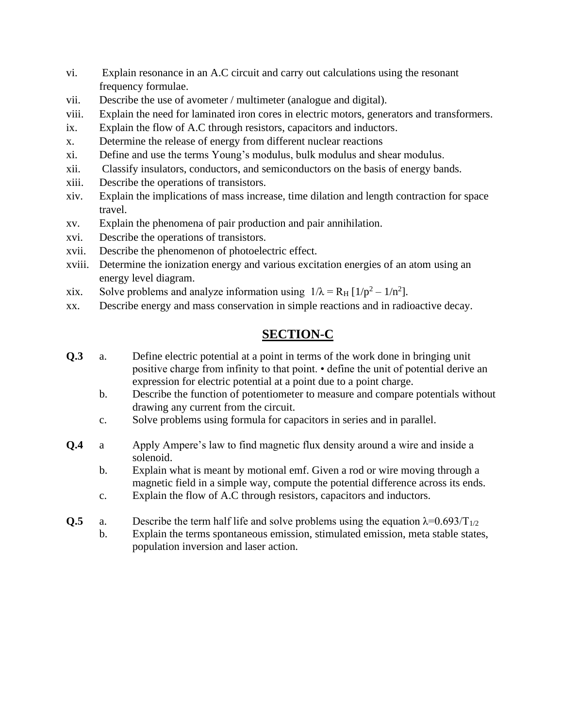vi. Explain resonance in an A.C circuit and carry out calculations using the resonant frequency formulae.

vii. Describe the use of avometer / multimeter (analogue and digital).

viii. Explain the need for laminated iron cores in electric motors, generators and transformers.

ix. Explain the flow of A.C through resistors, capacitors and inductors.

x. Determine the release of energy from different nuclear reactions

xi. Define and use the terms Young's modulus, bulk modulus and shear modulus.

xii. Classify insulators, conductors, and semiconductors on the basis of energy bands.

xiii. Describe the operations of transistors.

xiv. Explain the implications of mass increase, time dilation and length contraction for space travel.

xv. Explain the phenomena of pair production and pair annihilation.

xvi. Describe the operations of transistors.

xvii. Describe the phenomenon of photoelectric effect.

xviii. Determine the ionization energy and various excitation energies of an atom using an energy level diagram.

xix. Solve problems and analyze information using $1/\lambda = R_H [1/p^2 - 1/n^2]$.

xx. Describe energy and mass conservation in simple reactions and in radioactive decay.

## SECTION-C

**Q.3**

a. Define electric potential at a point in terms of the work done in bringing unit positive charge from infinity to that point. • define the unit of potential derive an expression for electric potential at a point due to a point charge.

b. Describe the function of potentiometer to measure and compare potentials without drawing any current from the circuit.

c. Solve problems using formula for capacitors in series and in parallel.

**Q.4**

a Apply Ampere's law to find magnetic flux density around a wire and inside a solenoid.

b. Explain what is meant by motional emf. Given a rod or wire moving through a magnetic field in a simple way, compute the potential difference across its ends.

c. Explain the flow of A.C through resistors, capacitors and inductors.

**Q.5**

a. Describe the term half life and solve problems using the equation $\lambda=0.693/T_{1/2}$

b. Explain the terms spontaneous emission, stimulated emission, meta stable states, population inversion and laser action.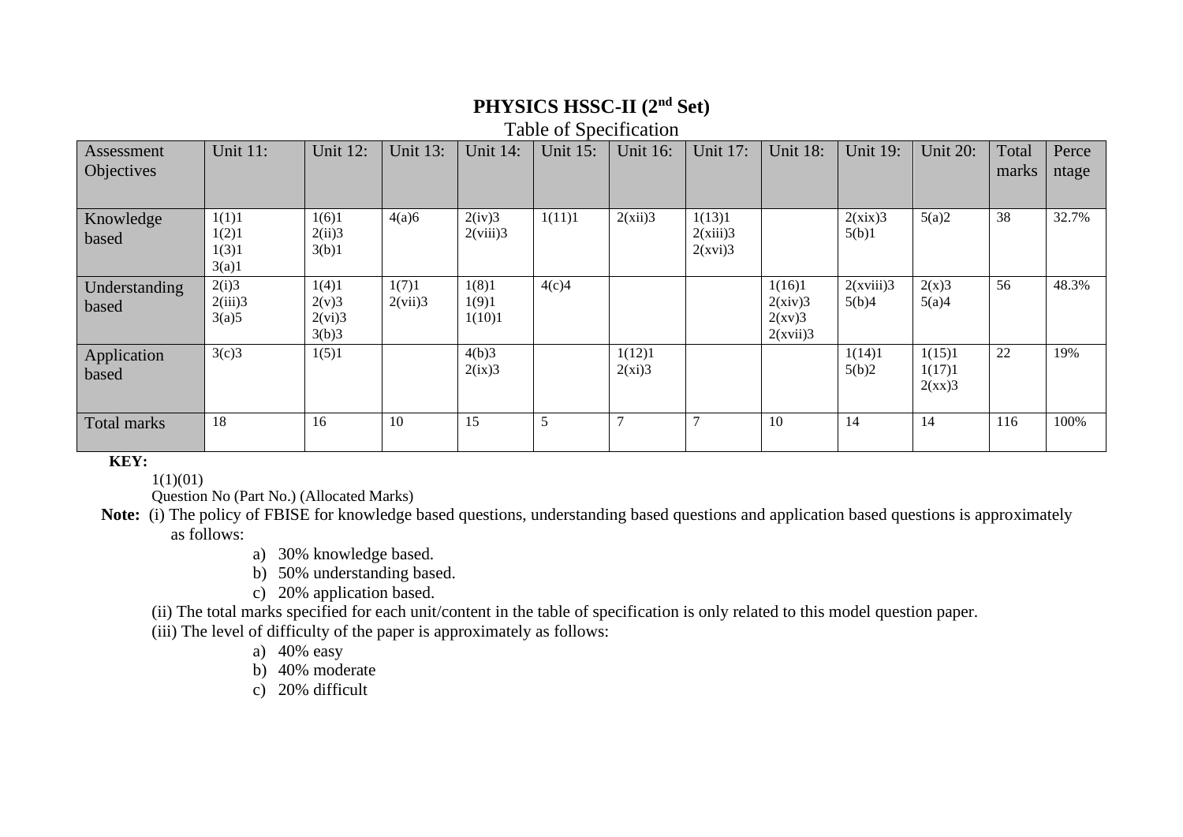# PHYSICS HSSC-II (2nd Set)

Table of Specification

| Assessment Objectives | Unit 11: | Unit 12: | Unit 13: | Unit 14: | Unit 15: | Unit 16: | Unit 17: | Unit 18: | Unit 19: | Unit 20: | Total marks | Percentage |
|---|---|---|---|---|---|---|---|---|---|---|---|---|
| Knowledge based | 1(1)1<br>1(2)1<br>1(3)1<br>3(a)1 | 1(6)1<br>2(ii)3<br>3(b)1 | 4(a)6 | 2(iv)3<br>2(viii)3 | 1(11)1 | 2(xii)3 | 1(13)1<br>2(xiii)3<br>2(xvi)3 | | 2(xix)3<br>5(b)1 | 5(a)2 | 38 | 32.7% |
| Understanding based | 2(i)3<br>2(iii)3<br>3(a)5 | 1(4)1<br>2(v)3<br>2(vi)3<br>3(b)3 | 1(7)1<br>2(vii)3 | 1(8)1<br>1(9)1<br>1(10)1 | 4(c)4 | | | 1(16)1<br>2(xiv)3<br>2(xv)3<br>2(xvii)3 | 2(xviii)3<br>5(b)4 | 2(x)3<br>5(a)4 | 56 | 48.3% |
| Application based | 3(c)3 | 1(5)1 | | 4(b)3<br>2(ix)3 | | 1(12)1<br>2(xi)3 | | | 1(14)1<br>5(b)2 | 1(15)1<br>1(17)1<br>2(xx)3 | 22 | 19% |
| Total marks | 18 | 16 | 10 | 15 | 5 | 7 | 7 | 10 | 14 | 14 | 116 | 100% |

**KEY:**

1(1)(01)

Question No (Part No.) (Allocated Marks)

**Note:** (i) The policy of FBISE for knowledge based questions, understanding based questions and application based questions is approximately as follows:

a) 30% knowledge based.
b) 50% understanding based.
c) 20% application based.

(ii) The total marks specified for each unit/content in the table of specification is only related to this model question paper.

(iii) The level of difficulty of the paper is approximately as follows:

a) 40% easy
b) 40% moderate
c) 20% difficult